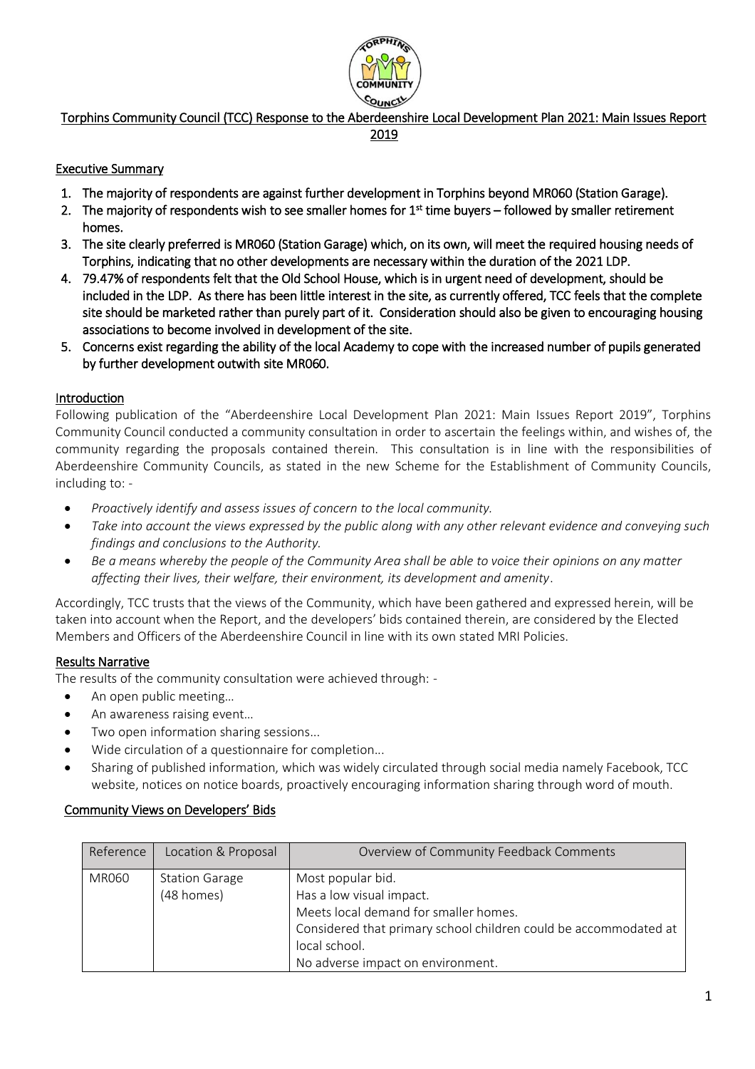## Torphins Community Council (TCC) Response to the Aberdeenshire Local Development Plan 2021: Main Issues Report 2019

### Executive Summary

1. **The majority of respondents are against further development in Torphins beyond MR060 (Station Garage).**
2. **The majority of respondents wish to see smaller homes for 1st time buyers – followed by smaller retirement homes.**
3. **The site clearly preferred is MR060 (Station Garage) which, on its own, will meet the required housing needs of Torphins, indicating that no other developments are necessary within the duration of the 2021 LDP.**
4. **79.47% of respondents felt that the Old School House, which is in urgent need of development, should be included in the LDP. As there has been little interest in the site, as currently offered, TCC feels that the complete site should be marketed rather than purely part of it. Consideration should also be given to encouraging housing associations to become involved in development of the site.**
5. **Concerns exist regarding the ability of the local Academy to cope with the increased number of pupils generated by further development outwith site MR060.**

### Introduction

Following publication of the "Aberdeenshire Local Development Plan 2021: Main Issues Report 2019", Torphins Community Council conducted a community consultation in order to ascertain the feelings within, and wishes of, the community regarding the proposals contained therein. This consultation is in line with the responsibilities of Aberdeenshire Community Councils, as stated in the new Scheme for the Establishment of Community Councils, including to: -

- *Proactively identify and assess issues of concern to the local community.*
- *Take into account the views expressed by the public along with any other relevant evidence and conveying such findings and conclusions to the Authority.*
- *Be a means whereby the people of the Community Area shall be able to voice their opinions on any matter affecting their lives, their welfare, their environment, its development and amenity*.

Accordingly, TCC trusts that the views of the Community, which have been gathered and expressed herein, will be taken into account when the Report, and the developers' bids contained therein, are considered by the Elected Members and Officers of the Aberdeenshire Council in line with its own stated MRI Policies.

### Results Narrative

The results of the community consultation were achieved through: -

- An open public meeting…
- An awareness raising event…
- Two open information sharing sessions...
- Wide circulation of a questionnaire for completion...
- Sharing of published information, which was widely circulated through social media namely Facebook, TCC website, notices on notice boards, proactively encouraging information sharing through word of mouth.

### Community Views on Developers' Bids

| Reference | Location & Proposal | Overview of Community Feedback Comments |
|---|---|---|
| MR060 | Station Garage (48 homes) | Most popular bid.<br>Has a low visual impact.<br>Meets local demand for smaller homes.<br>Considered that primary school children could be accommodated at local school.<br>No adverse impact on environment. |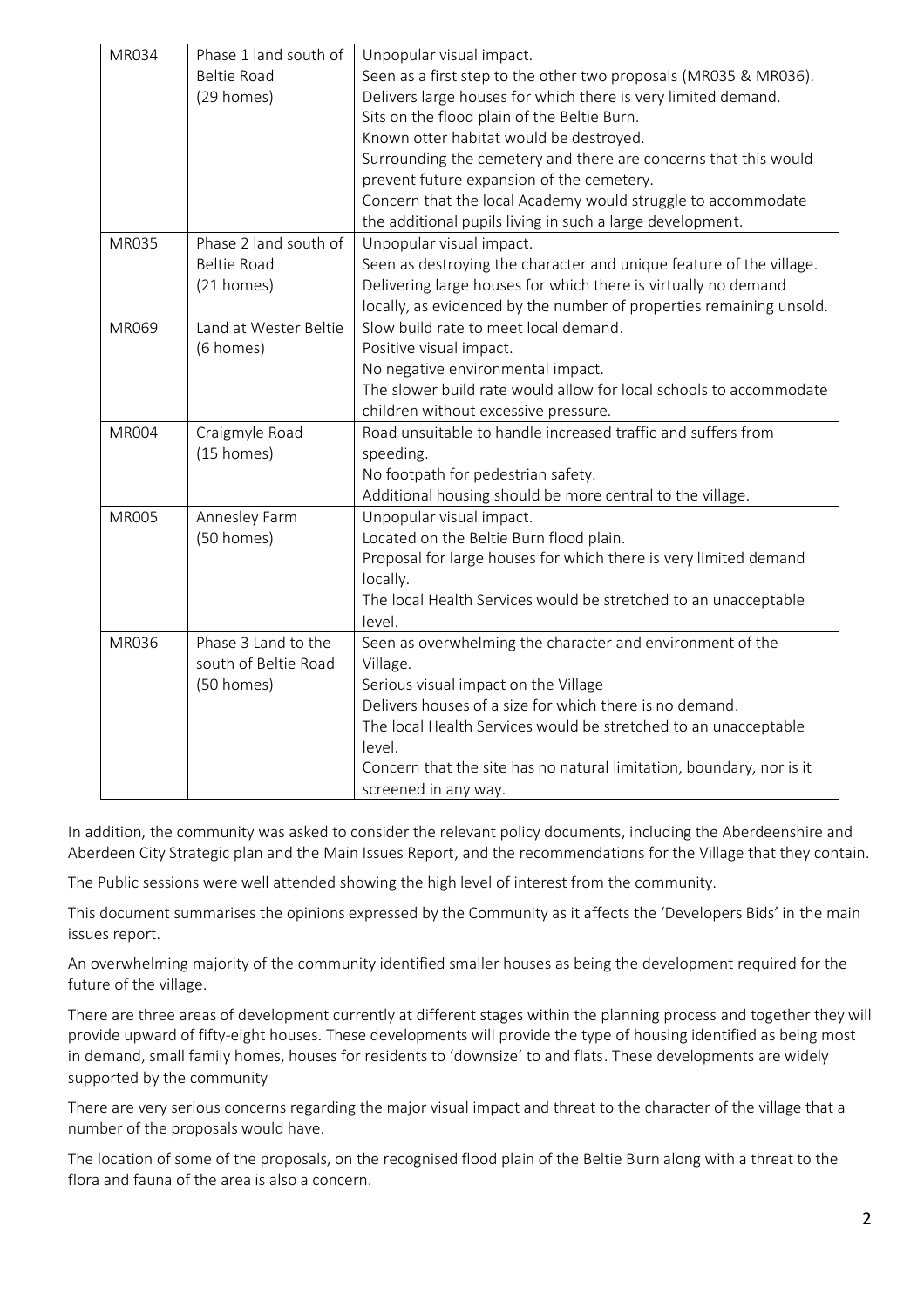| | | |
|---|---|---|
| MR034 | Phase 1 land south of Beltie Road (29 homes) | Unpopular visual impact.<br>Seen as a first step to the other two proposals (MR035 & MR036).<br>Delivers large houses for which there is very limited demand.<br>Sits on the flood plain of the Beltie Burn.<br>Known otter habitat would be destroyed.<br>Surrounding the cemetery and there are concerns that this would prevent future expansion of the cemetery.<br>Concern that the local Academy would struggle to accommodate the additional pupils living in such a large development. |
| MR035 | Phase 2 land south of Beltie Road (21 homes) | Unpopular visual impact.<br>Seen as destroying the character and unique feature of the village.<br>Delivering large houses for which there is virtually no demand locally, as evidenced by the number of properties remaining unsold. |
| MR069 | Land at Wester Beltie (6 homes) | Slow build rate to meet local demand.<br>Positive visual impact.<br>No negative environmental impact.<br>The slower build rate would allow for local schools to accommodate children without excessive pressure. |
| MR004 | Craigmyle Road (15 homes) | Road unsuitable to handle increased traffic and suffers from speeding.<br>No footpath for pedestrian safety.<br>Additional housing should be more central to the village. |
| MR005 | Annesley Farm (50 homes) | Unpopular visual impact.<br>Located on the Beltie Burn flood plain.<br>Proposal for large houses for which there is very limited demand locally.<br>The local Health Services would be stretched to an unacceptable level. |
| MR036 | Phase 3 Land to the south of Beltie Road (50 homes) | Seen as overwhelming the character and environment of the Village.<br>Serious visual impact on the Village<br>Delivers houses of a size for which there is no demand.<br>The local Health Services would be stretched to an unacceptable level.<br>Concern that the site has no natural limitation, boundary, nor is it screened in any way. |

In addition, the community was asked to consider the relevant policy documents, including the Aberdeenshire and Aberdeen City Strategic plan and the Main Issues Report, and the recommendations for the Village that they contain.

The Public sessions were well attended showing the high level of interest from the community.

This document summarises the opinions expressed by the Community as it affects the 'Developers Bids' in the main issues report.

An overwhelming majority of the community identified smaller houses as being the development required for the future of the village.

There are three areas of development currently at different stages within the planning process and together they will provide upward of fifty-eight houses. These developments will provide the type of housing identified as being most in demand, small family homes, houses for residents to 'downsize' to and flats. These developments are widely supported by the community

There are very serious concerns regarding the major visual impact and threat to the character of the village that a number of the proposals would have.

The location of some of the proposals, on the recognised flood plain of the Beltie Burn along with a threat to the flora and fauna of the area is also a concern.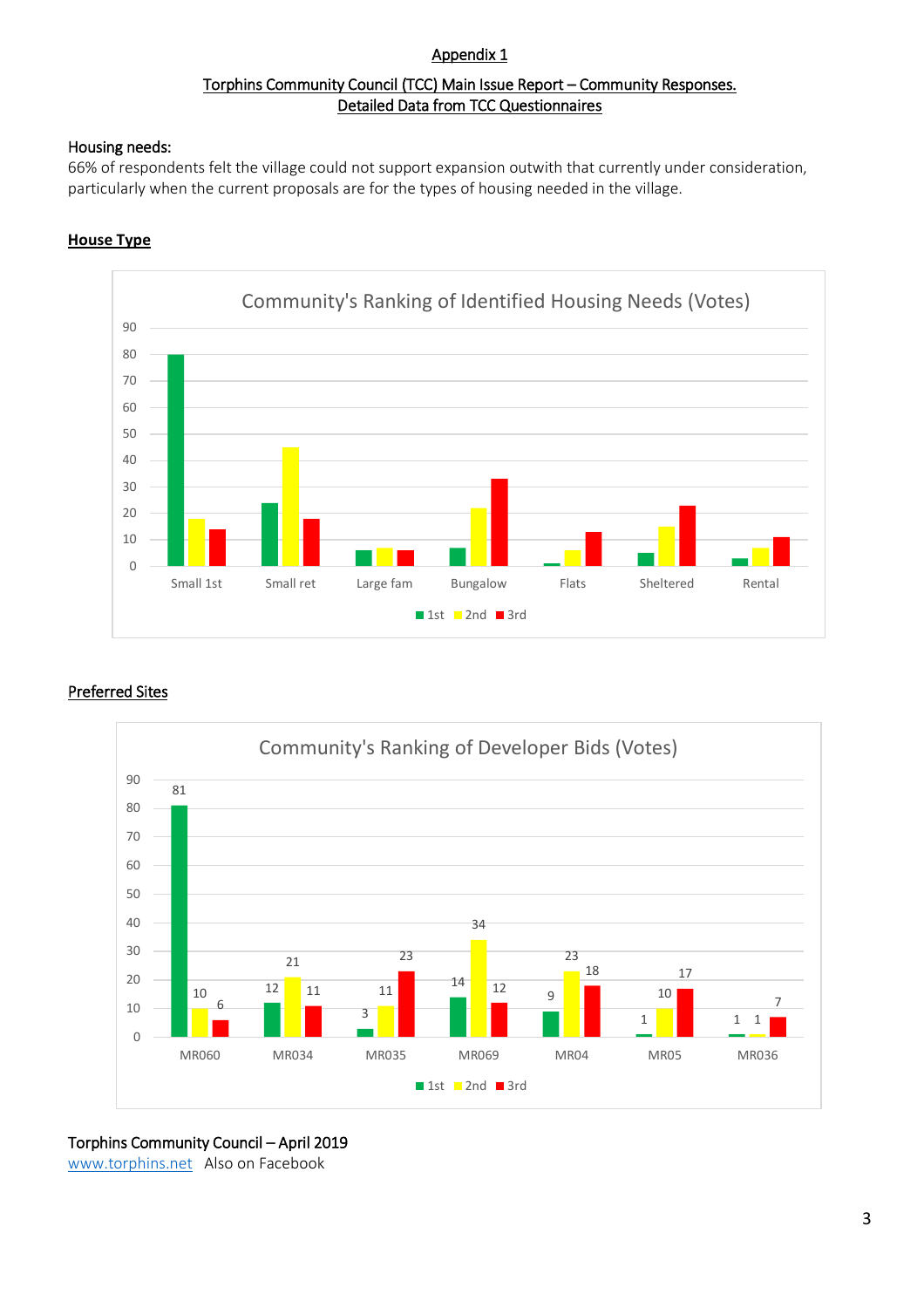Appendix 1

Torphins Community Council (TCC) Main Issue Report – Community Responses.
Detailed Data from TCC Questionnaires

Housing needs:
66% of respondents felt the village could not support expansion outwith that currently under consideration, particularly when the current proposals are for the types of housing needed in the village.

**House Type**

Community's Ranking of Identified Housing Needs (Votes)

90
80
70
60
50
40
30
20
10
0

Small 1st
Small ret
Large fam
Bungalow
Flats
Sheltered
Rental

1st 2nd 3rd

Preferred Sites

Community's Ranking of Developer Bids (Votes)

90
80
70
60
50
40
30
20
10
0

MR060: 81, 10, 6
MR034: 12, 21, 11
MR035: 3, 11, 23
MR069: 14, 34, 12
MR04: 9, 23, 18
MR05: 1, 10, 17
MR036: 1, 1, 7

1st 2nd 3rd

Torphins Community Council – April 2019
www.torphins.net Also on Facebook